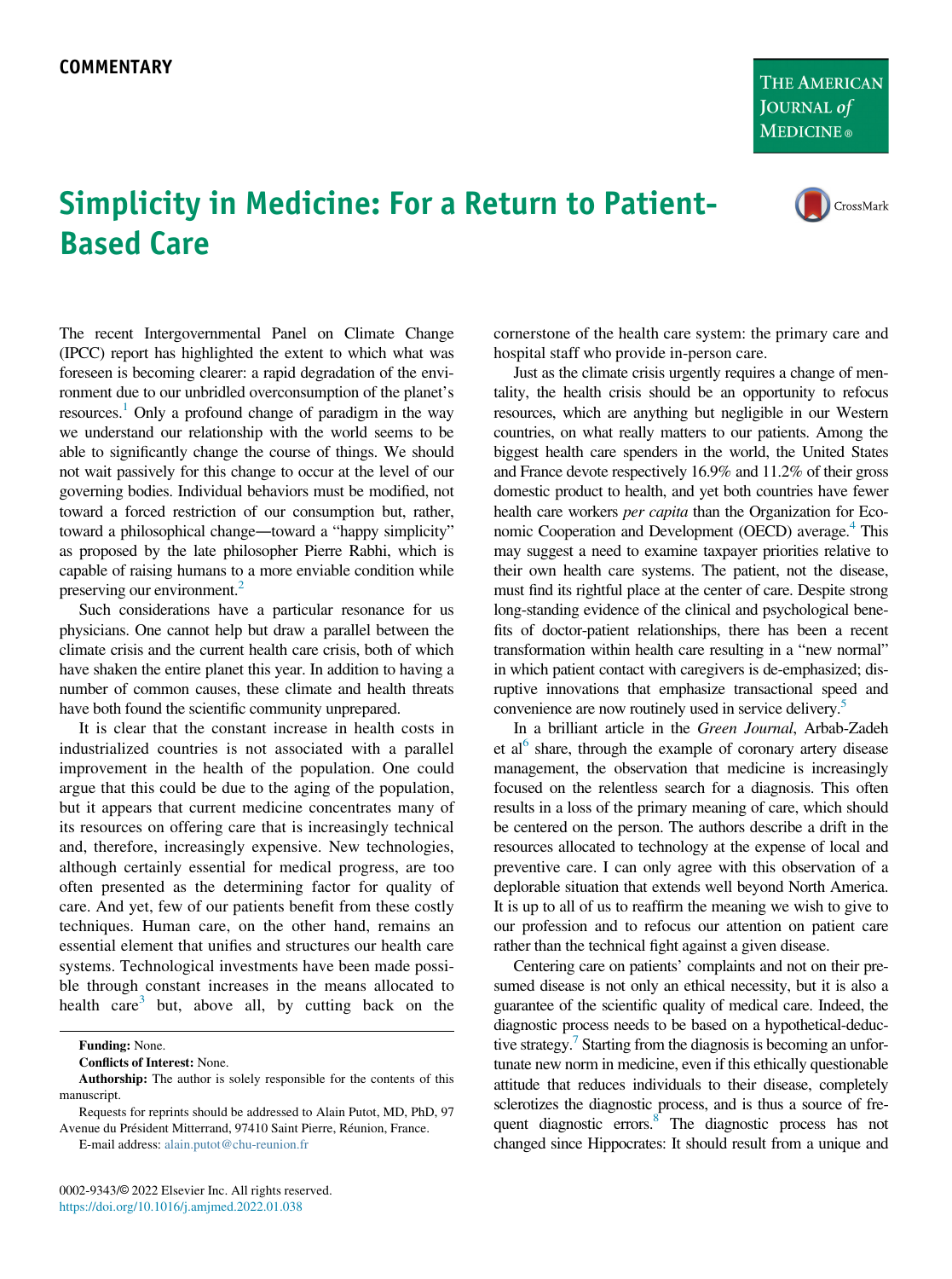COMMENTARY

# Simplicity in Medicine: For a Return to Patient-Based Care

The recent Intergovernmental Panel on Climate Change (IPCC) report has highlighted the extent to which what was foreseen is becoming clearer: a rapid degradation of the environment due to our unbridled overconsumption of the planet's resources.[1] Only a profound change of paradigm in the way we understand our relationship with the world seems to be able to significantly change the course of things. We should not wait passively for this change to occur at the level of our governing bodies. Individual behaviors must be modified, not toward a forced restriction of our consumption but, rather, toward a philosophical change—toward a "happy simplicity" as proposed by the late philosopher Pierre Rabhi, which is capable of raising humans to a more enviable condition while preserving our environment.[2]

Such considerations have a particular resonance for us physicians. One cannot help but draw a parallel between the climate crisis and the current health care crisis, both of which have shaken the entire planet this year. In addition to having a number of common causes, these climate and health threats have both found the scientific community unprepared.

It is clear that the constant increase in health costs in industrialized countries is not associated with a parallel improvement in the health of the population. One could argue that this could be due to the aging of the population, but it appears that current medicine concentrates many of its resources on offering care that is increasingly technical and, therefore, increasingly expensive. New technologies, although certainly essential for medical progress, are too often presented as the determining factor for quality of care. And yet, few of our patients benefit from these costly techniques. Human care, on the other hand, remains an essential element that unifies and structures our health care systems. Technological investments have been made possible through constant increases in the means allocated to health care[3] but, above all, by cutting back on the cornerstone of the health care system: the primary care and hospital staff who provide in-person care.

Just as the climate crisis urgently requires a change of mentality, the health crisis should be an opportunity to refocus resources, which are anything but negligible in our Western countries, on what really matters to our patients. Among the biggest health care spenders in the world, the United States and France devote respectively 16.9% and 11.2% of their gross domestic product to health, and yet both countries have fewer health care workers *per capita* than the Organization for Economic Cooperation and Development (OECD) average.[4] This may suggest a need to examine taxpayer priorities relative to their own health care systems. The patient, not the disease, must find its rightful place at the center of care. Despite strong long-standing evidence of the clinical and psychological benefits of doctor-patient relationships, there has been a recent transformation within health care resulting in a "new normal" in which patient contact with caregivers is de-emphasized; disruptive innovations that emphasize transactional speed and convenience are now routinely used in service delivery.[5]

In a brilliant article in the *Green Journal*, Arbab-Zadeh et al[6] share, through the example of coronary artery disease management, the observation that medicine is increasingly focused on the relentless search for a diagnosis. This often results in a loss of the primary meaning of care, which should be centered on the person. The authors describe a drift in the resources allocated to technology at the expense of local and preventive care. I can only agree with this observation of a deplorable situation that extends well beyond North America. It is up to all of us to reaffirm the meaning we wish to give to our profession and to refocus our attention on patient care rather than the technical fight against a given disease.

Centering care on patients' complaints and not on their presumed disease is not only an ethical necessity, but it is also a guarantee of the scientific quality of medical care. Indeed, the diagnostic process needs to be based on a hypothetical-deductive strategy.[7] Starting from the diagnosis is becoming an unfortunate new norm in medicine, even if this ethically questionable attitude that reduces individuals to their disease, completely sclerotizes the diagnostic process, and is thus a source of frequent diagnostic errors.[8] The diagnostic process has not changed since Hippocrates: It should result from a unique and

**Funding:** None.

**Conflicts of Interest:** None.

**Authorship:** The author is solely responsible for the contents of this manuscript.

Requests for reprints should be addressed to Alain Putot, MD, PhD, 97 Avenue du Président Mitterrand, 97410 Saint Pierre, Réunion, France.

E-mail address: alain.putot@chu-reunion.fr

0002-9343/© 2022 Elsevier Inc. All rights reserved.
https://doi.org/10.1016/j.amjmed.2022.01.038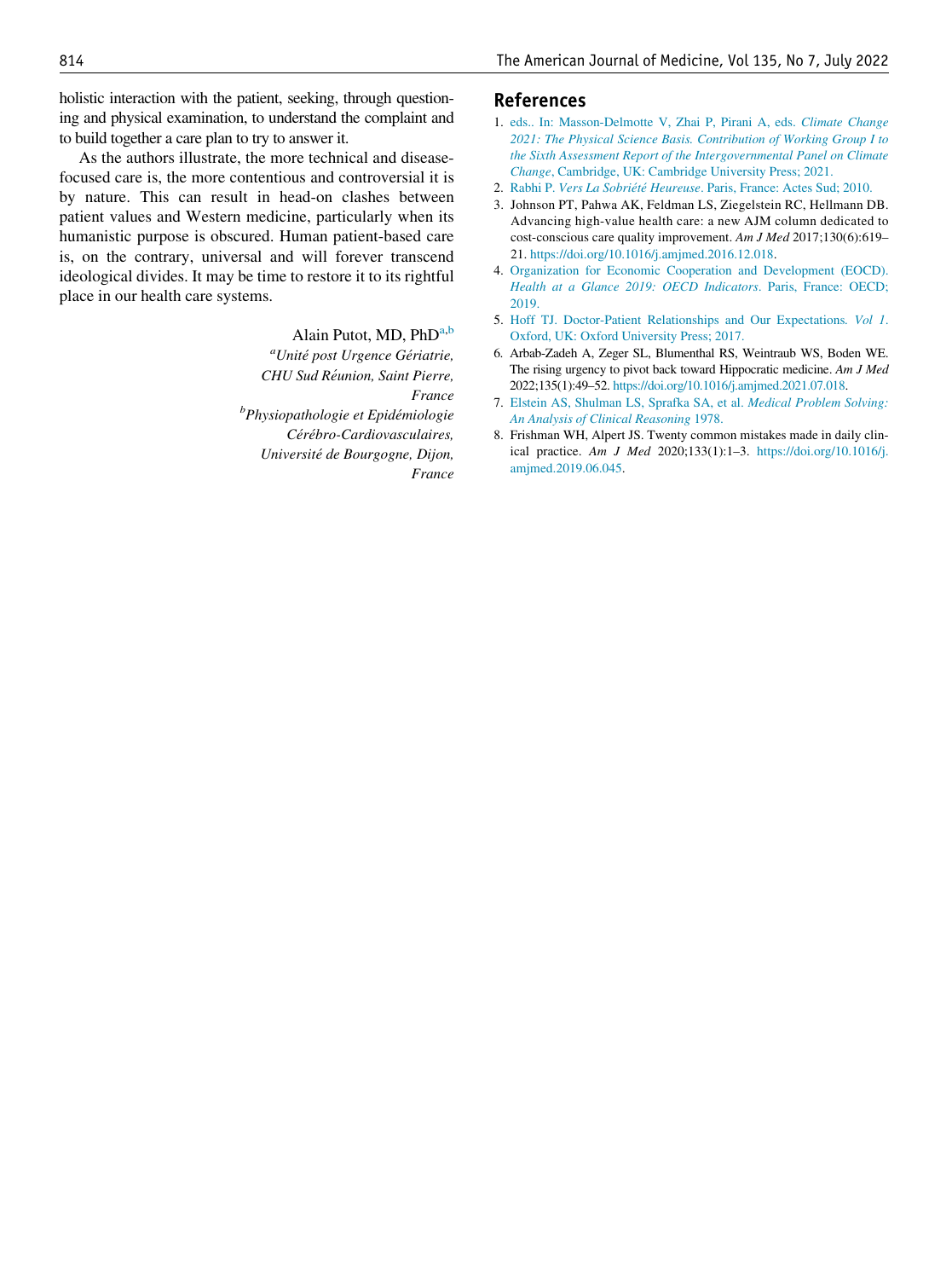holistic interaction with the patient, seeking, through questioning and physical examination, to understand the complaint and to build together a care plan to try to answer it.

As the authors illustrate, the more technical and disease-focused care is, the more contentious and controversial it is by nature. This can result in head-on clashes between patient values and Western medicine, particularly when its humanistic purpose is obscured. Human patient-based care is, on the contrary, universal and will forever transcend ideological divides. It may be time to restore it to its rightful place in our health care systems.

Alain Putot, MD, PhD[a,b]

[a]*Unité post Urgence Gériatrie, CHU Sud Réunion, Saint Pierre, France*

[b]*Physiopathologie et Epidémiologie Cérébro-Cardiovasculaires, Université de Bourgogne, Dijon, France*

## References

1. eds.. In: Masson-Delmotte V, Zhai P, Pirani A, eds. *Climate Change 2021: The Physical Science Basis. Contribution of Working Group I to the Sixth Assessment Report of the Intergovernmental Panel on Climate Change*, Cambridge, UK: Cambridge University Press; 2021.
2. Rabhi P. *Vers La Sobriété Heureuse*. Paris, France: Actes Sud; 2010.
3. Johnson PT, Pahwa AK, Feldman LS, Ziegelstein RC, Hellmann DB. Advancing high-value health care: a new AJM column dedicated to cost-conscious care quality improvement. *Am J Med* 2017;130(6):619–21. https://doi.org/10.1016/j.amjmed.2016.12.018.
4. Organization for Economic Cooperation and Development (EOCD). *Health at a Glance 2019: OECD Indicators*. Paris, France: OECD; 2019.
5. Hoff TJ. Doctor-Patient Relationships and Our Expectations*. Vol 1*. Oxford, UK: Oxford University Press; 2017.
6. Arbab-Zadeh A, Zeger SL, Blumenthal RS, Weintraub WS, Boden WE. The rising urgency to pivot back toward Hippocratic medicine. *Am J Med* 2022;135(1):49–52. https://doi.org/10.1016/j.amjmed.2021.07.018.
7. Elstein AS, Shulman LS, Sprafka SA, et al. *Medical Problem Solving: An Analysis of Clinical Reasoning* 1978.
8. Frishman WH, Alpert JS. Twenty common mistakes made in daily clinical practice. *Am J Med* 2020;133(1):1–3. https://doi.org/10.1016/j.amjmed.2019.06.045.